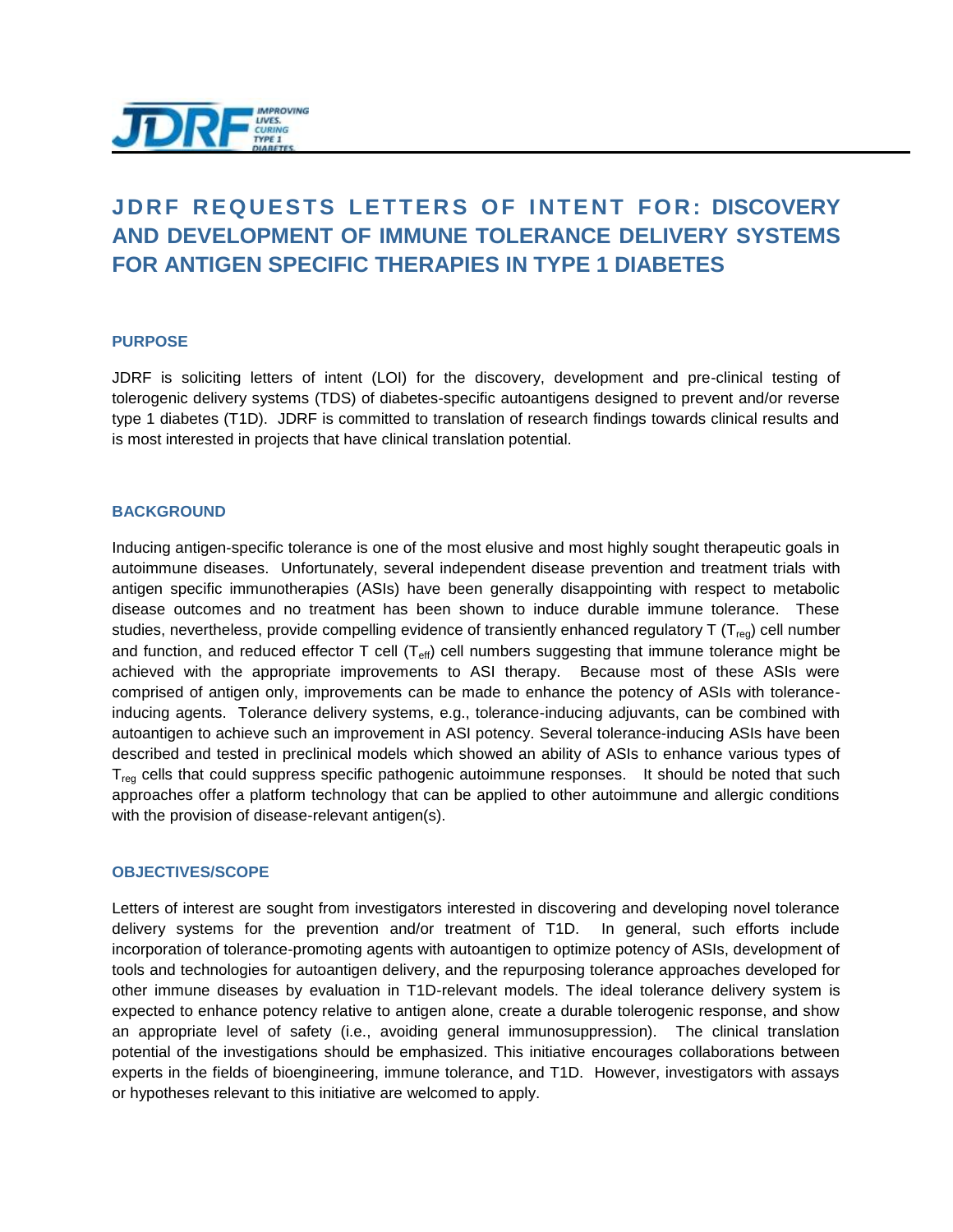# JDRF REQUESTS LETTERS OF INTENT FOR: DISCOVERY AND DEVELOPMENT OF IMMUNE TOLERANCE DELIVERY SYSTEMS FOR ANTIGEN SPECIFIC THERAPIES IN TYPE 1 DIABETES

## PURPOSE

JDRF is soliciting letters of intent (LOI) for the discovery, development and pre-clinical testing of tolerogenic delivery systems (TDS) of diabetes-specific autoantigens designed to prevent and/or reverse type 1 diabetes (T1D). JDRF is committed to translation of research findings towards clinical results and is most interested in projects that have clinical translation potential.

## BACKGROUND

Inducing antigen-specific tolerance is one of the most elusive and most highly sought therapeutic goals in autoimmune diseases. Unfortunately, several independent disease prevention and treatment trials with antigen specific immunotherapies (ASIs) have been generally disappointing with respect to metabolic disease outcomes and no treatment has been shown to induce durable immune tolerance. These studies, nevertheless, provide compelling evidence of transiently enhanced regulatory T ($T_{reg}$) cell number and function, and reduced effector T cell ($T_{eff}$) cell numbers suggesting that immune tolerance might be achieved with the appropriate improvements to ASI therapy. Because most of these ASIs were comprised of antigen only, improvements can be made to enhance the potency of ASIs with tolerance-inducing agents. Tolerance delivery systems, e.g., tolerance-inducing adjuvants, can be combined with autoantigen to achieve such an improvement in ASI potency. Several tolerance-inducing ASIs have been described and tested in preclinical models which showed an ability of ASIs to enhance various types of $T_{reg}$ cells that could suppress specific pathogenic autoimmune responses. It should be noted that such approaches offer a platform technology that can be applied to other autoimmune and allergic conditions with the provision of disease-relevant antigen(s).

## OBJECTIVES/SCOPE

Letters of interest are sought from investigators interested in discovering and developing novel tolerance delivery systems for the prevention and/or treatment of T1D. In general, such efforts include incorporation of tolerance-promoting agents with autoantigen to optimize potency of ASIs, development of tools and technologies for autoantigen delivery, and the repurposing tolerance approaches developed for other immune diseases by evaluation in T1D-relevant models. The ideal tolerance delivery system is expected to enhance potency relative to antigen alone, create a durable tolerogenic response, and show an appropriate level of safety (i.e., avoiding general immunosuppression). The clinical translation potential of the investigations should be emphasized. This initiative encourages collaborations between experts in the fields of bioengineering, immune tolerance, and T1D. However, investigators with assays or hypotheses relevant to this initiative are welcomed to apply.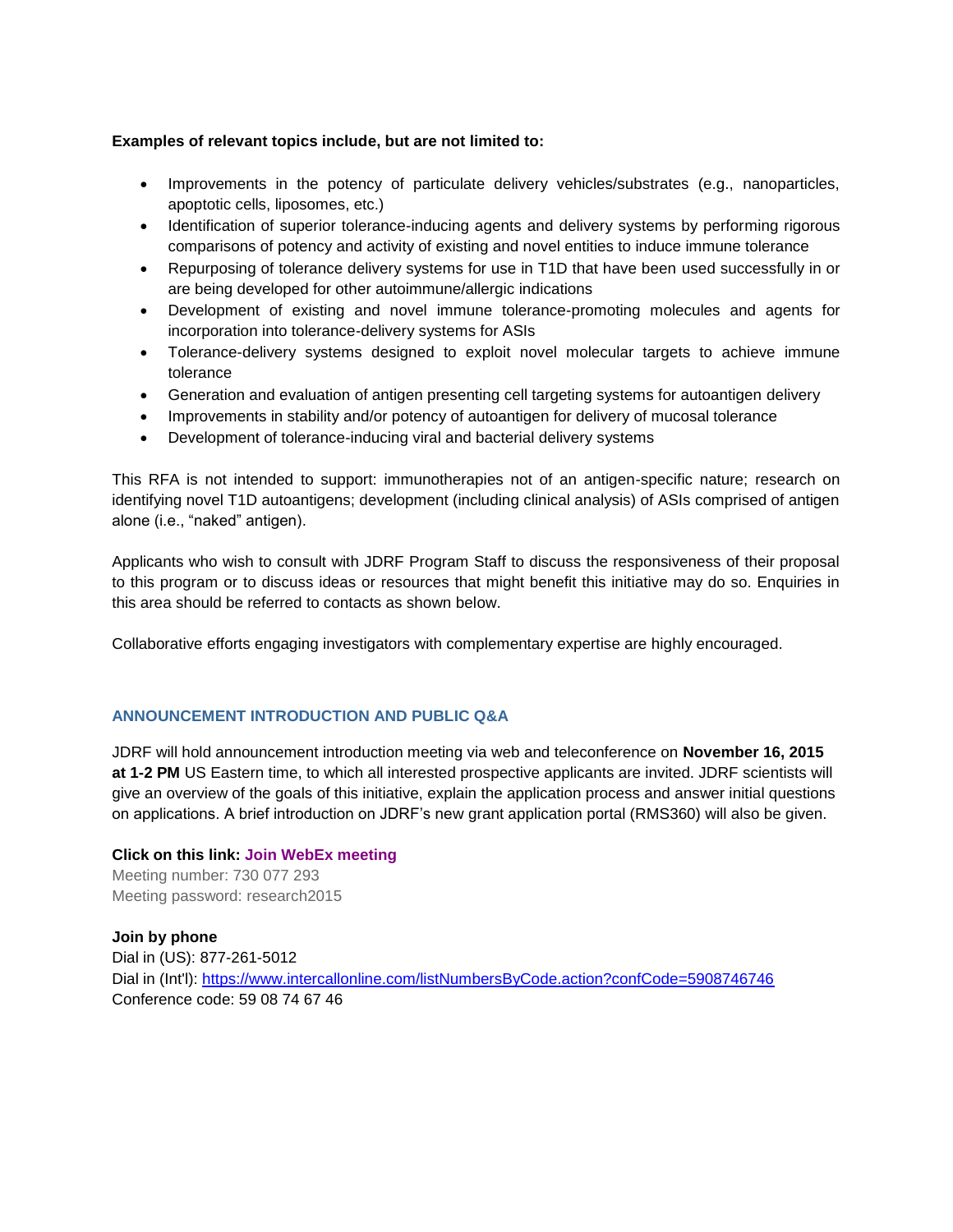**Examples of relevant topics include, but are not limited to:**

- Improvements in the potency of particulate delivery vehicles/substrates (e.g., nanoparticles, apoptotic cells, liposomes, etc.)
- Identification of superior tolerance-inducing agents and delivery systems by performing rigorous comparisons of potency and activity of existing and novel entities to induce immune tolerance
- Repurposing of tolerance delivery systems for use in T1D that have been used successfully in or are being developed for other autoimmune/allergic indications
- Development of existing and novel immune tolerance-promoting molecules and agents for incorporation into tolerance-delivery systems for ASIs
- Tolerance-delivery systems designed to exploit novel molecular targets to achieve immune tolerance
- Generation and evaluation of antigen presenting cell targeting systems for autoantigen delivery
- Improvements in stability and/or potency of autoantigen for delivery of mucosal tolerance
- Development of tolerance-inducing viral and bacterial delivery systems

This RFA is not intended to support: immunotherapies not of an antigen-specific nature; research on identifying novel T1D autoantigens; development (including clinical analysis) of ASIs comprised of antigen alone (i.e., "naked" antigen).

Applicants who wish to consult with JDRF Program Staff to discuss the responsiveness of their proposal to this program or to discuss ideas or resources that might benefit this initiative may do so. Enquiries in this area should be referred to contacts as shown below.

Collaborative efforts engaging investigators with complementary expertise are highly encouraged.

## ANNOUNCEMENT INTRODUCTION AND PUBLIC Q&A

JDRF will hold announcement introduction meeting via web and teleconference on **November 16, 2015 at 1-2 PM** US Eastern time, to which all interested prospective applicants are invited. JDRF scientists will give an overview of the goals of this initiative, explain the application process and answer initial questions on applications. A brief introduction on JDRF's new grant application portal (RMS360) will also be given.

**Click on this link: Join WebEx meeting**
Meeting number: 730 077 293
Meeting password: research2015

**Join by phone**
Dial in (US): 877-261-5012
Dial in (Int'l): https://www.intercallonline.com/listNumbersByCode.action?confCode=5908746746
Conference code: 59 08 74 67 46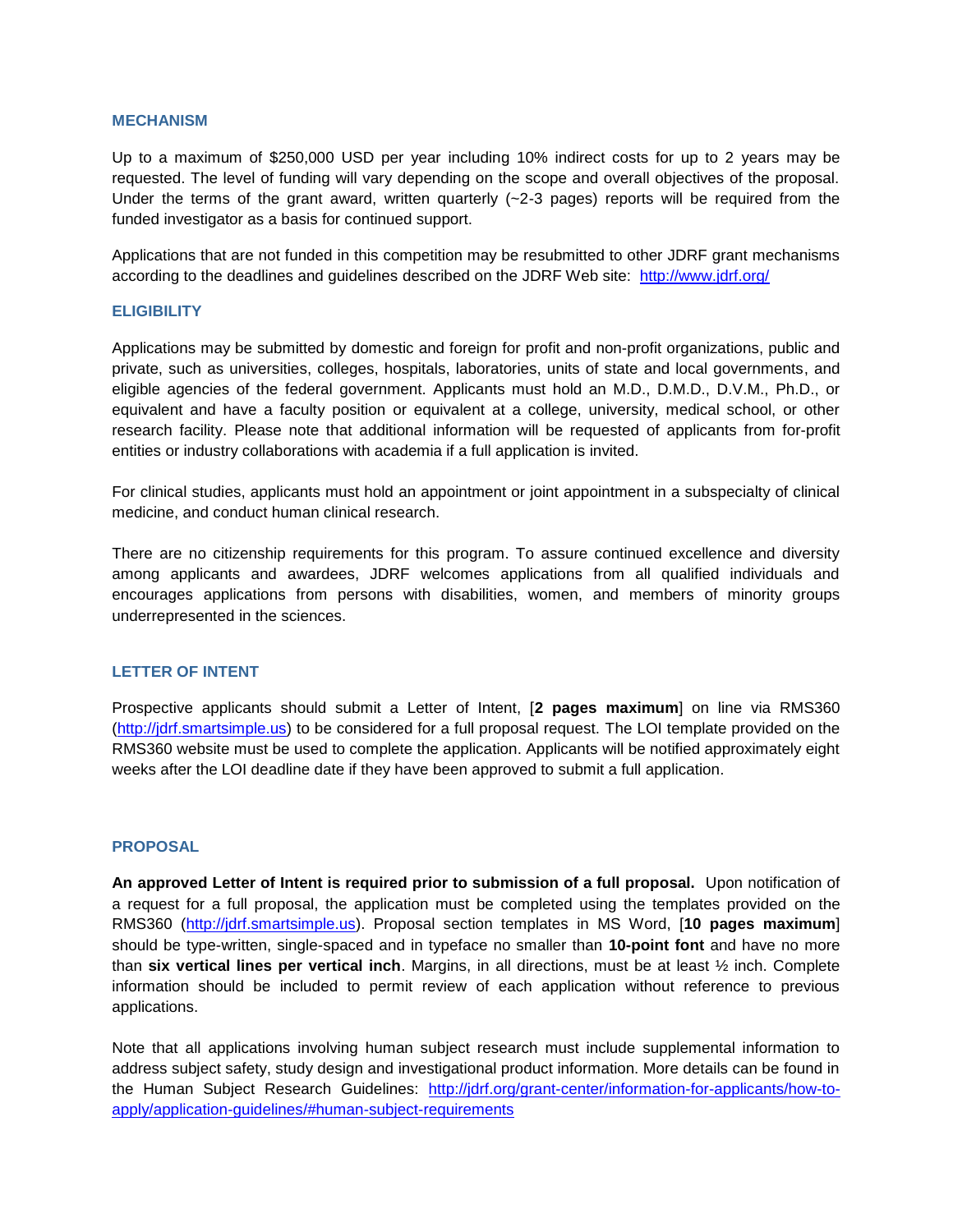## MECHANISM

Up to a maximum of $250,000 USD per year including 10% indirect costs for up to 2 years may be requested. The level of funding will vary depending on the scope and overall objectives of the proposal. Under the terms of the grant award, written quarterly (~2-3 pages) reports will be required from the funded investigator as a basis for continued support.

Applications that are not funded in this competition may be resubmitted to other JDRF grant mechanisms according to the deadlines and guidelines described on the JDRF Web site: http://www.jdrf.org/

## ELIGIBILITY

Applications may be submitted by domestic and foreign for profit and non-profit organizations, public and private, such as universities, colleges, hospitals, laboratories, units of state and local governments, and eligible agencies of the federal government. Applicants must hold an M.D., D.M.D., D.V.M., Ph.D., or equivalent and have a faculty position or equivalent at a college, university, medical school, or other research facility. Please note that additional information will be requested of applicants from for-profit entities or industry collaborations with academia if a full application is invited.

For clinical studies, applicants must hold an appointment or joint appointment in a subspecialty of clinical medicine, and conduct human clinical research.

There are no citizenship requirements for this program. To assure continued excellence and diversity among applicants and awardees, JDRF welcomes applications from all qualified individuals and encourages applications from persons with disabilities, women, and members of minority groups underrepresented in the sciences.

## LETTER OF INTENT

Prospective applicants should submit a Letter of Intent, [**2 pages maximum**] on line via RMS360 (http://jdrf.smartsimple.us) to be considered for a full proposal request. The LOI template provided on the RMS360 website must be used to complete the application. Applicants will be notified approximately eight weeks after the LOI deadline date if they have been approved to submit a full application.

## PROPOSAL

**An approved Letter of Intent is required prior to submission of a full proposal.** Upon notification of a request for a full proposal, the application must be completed using the templates provided on the RMS360 (http://jdrf.smartsimple.us). Proposal section templates in MS Word, [**10 pages maximum**] should be type-written, single-spaced and in typeface no smaller than **10-point font** and have no more than **six vertical lines per vertical inch**. Margins, in all directions, must be at least ½ inch. Complete information should be included to permit review of each application without reference to previous applications.

Note that all applications involving human subject research must include supplemental information to address subject safety, study design and investigational product information. More details can be found in the Human Subject Research Guidelines: http://jdrf.org/grant-center/information-for-applicants/how-to-apply/application-guidelines/#human-subject-requirements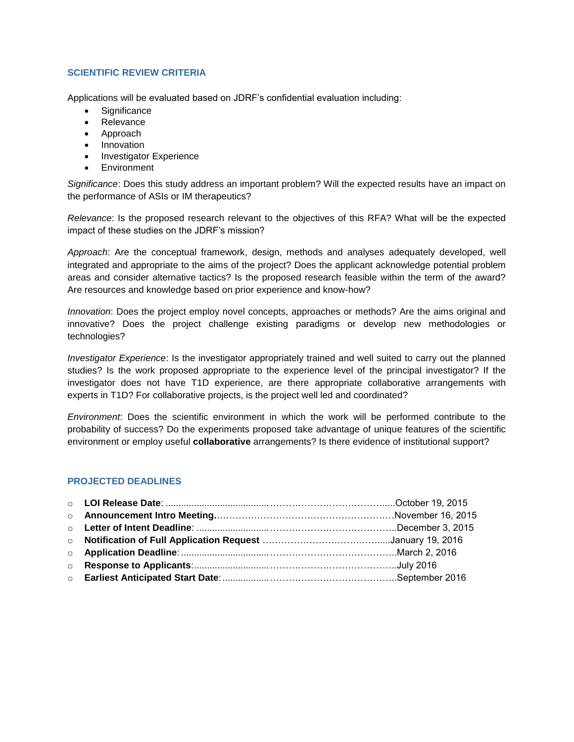## SCIENTIFIC REVIEW CRITERIA

Applications will be evaluated based on JDRF's confidential evaluation including:

- Significance
- Relevance
- Approach
- Innovation
- Investigator Experience
- Environment

*Significance*: Does this study address an important problem? Will the expected results have an impact on the performance of ASIs or IM therapeutics?

*Relevance*: Is the proposed research relevant to the objectives of this RFA? What will be the expected impact of these studies on the JDRF's mission?

*Approach*: Are the conceptual framework, design, methods and analyses adequately developed, well integrated and appropriate to the aims of the project? Does the applicant acknowledge potential problem areas and consider alternative tactics? Is the proposed research feasible within the term of the award? Are resources and knowledge based on prior experience and know-how?

*Innovation*: Does the project employ novel concepts, approaches or methods? Are the aims original and innovative? Does the project challenge existing paradigms or develop new methodologies or technologies?

*Investigator Experience*: Is the investigator appropriately trained and well suited to carry out the planned studies? Is the work proposed appropriate to the experience level of the principal investigator? If the investigator does not have T1D experience, are there appropriate collaborative arrangements with experts in T1D? For collaborative projects, is the project well led and coordinated?

*Environment*: Does the scientific environment in which the work will be performed contribute to the probability of success? Do the experiments proposed take advantage of unique features of the scientific environment or employ useful **collaborative** arrangements? Is there evidence of institutional support?

## PROJECTED DEADLINES

- **LOI Release Date**: ....................................................................................October 19, 2015
- **Announcement Intro Meeting.**..........................................................November 16, 2015
- **Letter of Intent Deadline**: ..............................................................December 3, 2015
- **Notification of Full Application Request** ......................................January 19, 2016
- **Application Deadline**: ....................................................................March 2, 2016
- **Response to Applicants**:.................................................................July 2016
- **Earliest Anticipated Start Date**: ....................................................September 2016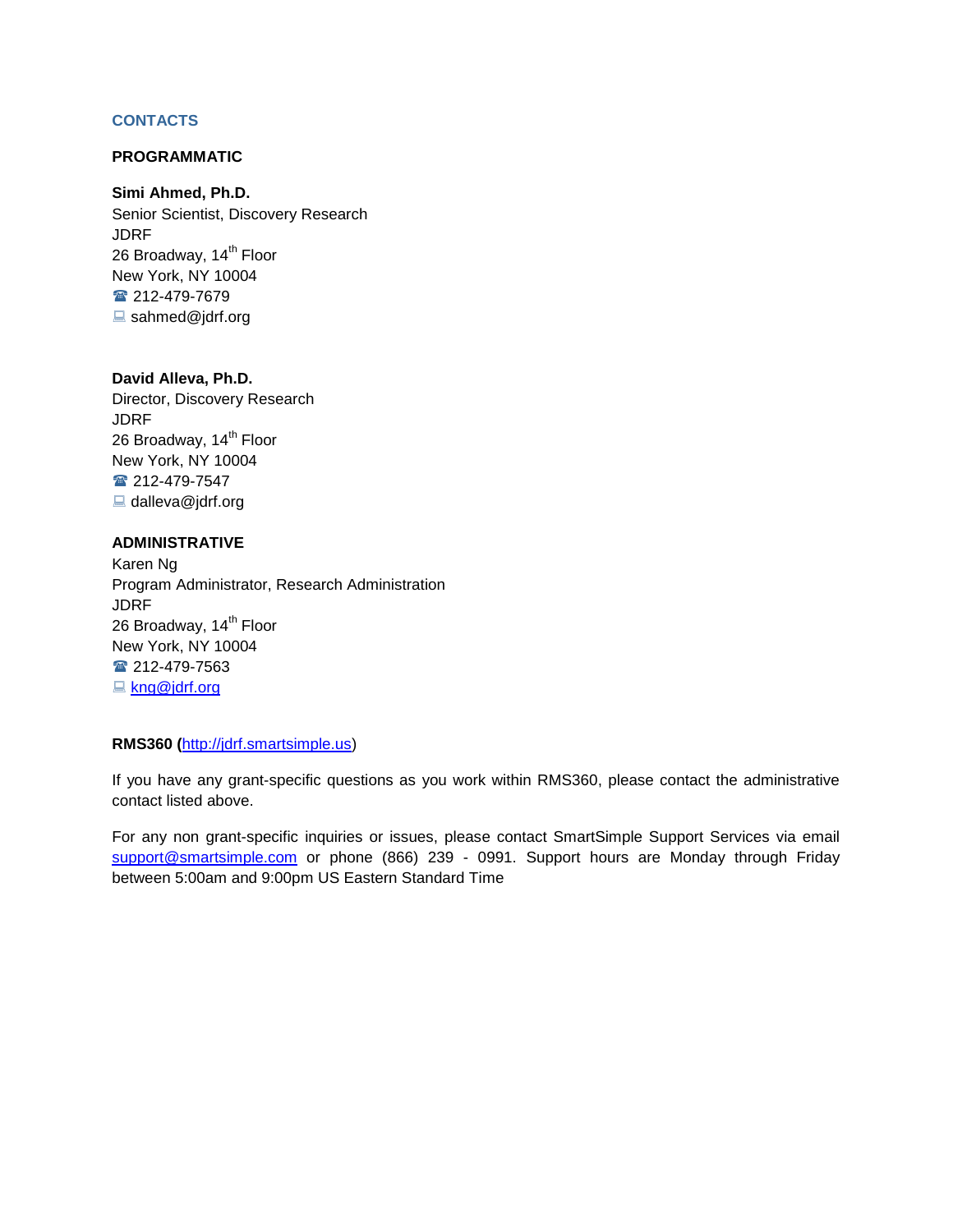## CONTACTS

### PROGRAMMATIC

**Simi Ahmed, Ph.D.**
Senior Scientist, Discovery Research
JDRF
26 Broadway, 14th Floor
New York, NY 10004
☎ 212-479-7679
💻 sahmed@jdrf.org

**David Alleva, Ph.D.**
Director, Discovery Research
JDRF
26 Broadway, 14th Floor
New York, NY 10004
☎ 212-479-7547
💻 dalleva@jdrf.org

### ADMINISTRATIVE

Karen Ng
Program Administrator, Research Administration
JDRF
26 Broadway, 14th Floor
New York, NY 10004
☎ 212-479-7563
💻 kng@jdrf.org

**RMS360 (**http://jdrf.smartsimple.us)

If you have any grant-specific questions as you work within RMS360, please contact the administrative contact listed above.

For any non grant-specific inquiries or issues, please contact SmartSimple Support Services via email support@smartsimple.com or phone (866) 239 - 0991. Support hours are Monday through Friday between 5:00am and 9:00pm US Eastern Standard Time